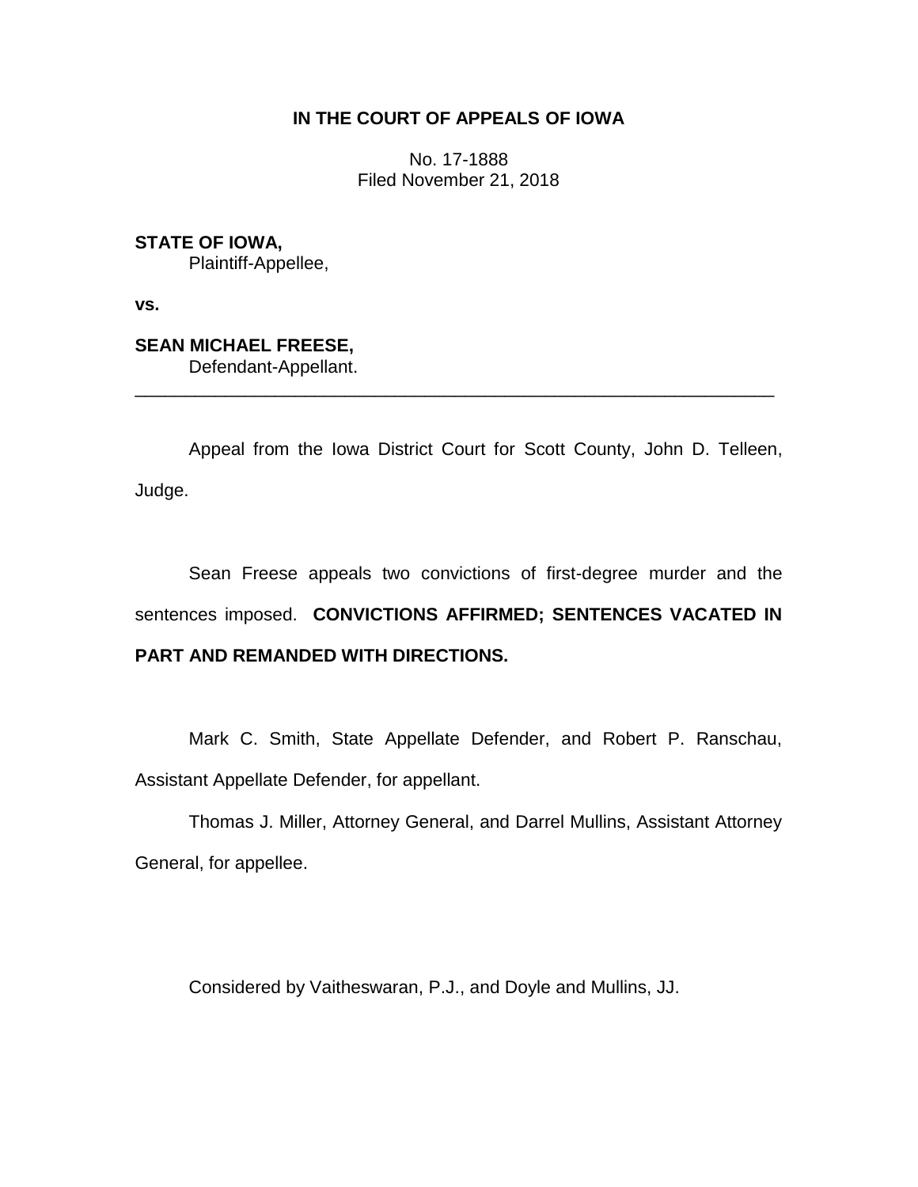**IN THE COURT OF APPEALS OF IOWA**

No. 17-1888
Filed November 21, 2018

**STATE OF IOWA,**
Plaintiff-Appellee,

**vs.**

**SEAN MICHAEL FREESE,**
Defendant-Appellant.

---

Appeal from the Iowa District Court for Scott County, John D. Telleen, Judge.

Sean Freese appeals two convictions of first-degree murder and the sentences imposed. **CONVICTIONS AFFIRMED; SENTENCES VACATED IN PART AND REMANDED WITH DIRECTIONS.**

Mark C. Smith, State Appellate Defender, and Robert P. Ranschau, Assistant Appellate Defender, for appellant.

Thomas J. Miller, Attorney General, and Darrel Mullins, Assistant Attorney General, for appellee.

Considered by Vaitheswaran, P.J., and Doyle and Mullins, JJ.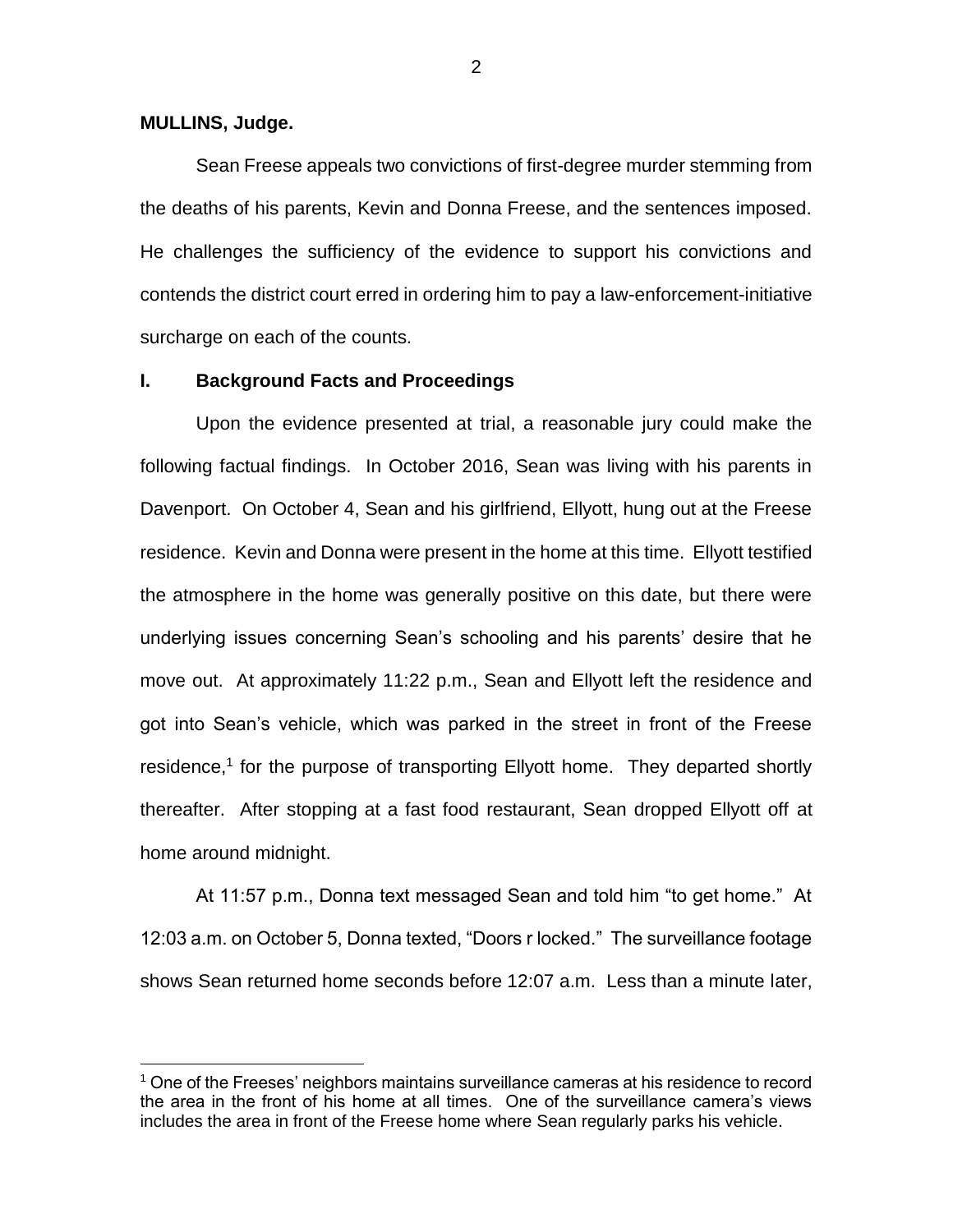**MULLINS, Judge.**

Sean Freese appeals two convictions of first-degree murder stemming from the deaths of his parents, Kevin and Donna Freese, and the sentences imposed. He challenges the sufficiency of the evidence to support his convictions and contends the district court erred in ordering him to pay a law-enforcement-initiative surcharge on each of the counts.

## I. Background Facts and Proceedings

Upon the evidence presented at trial, a reasonable jury could make the following factual findings. In October 2016, Sean was living with his parents in Davenport. On October 4, Sean and his girlfriend, Ellyott, hung out at the Freese residence. Kevin and Donna were present in the home at this time. Ellyott testified the atmosphere in the home was generally positive on this date, but there were underlying issues concerning Sean's schooling and his parents' desire that he move out. At approximately 11:22 p.m., Sean and Ellyott left the residence and got into Sean's vehicle, which was parked in the street in front of the Freese residence,[1] for the purpose of transporting Ellyott home. They departed shortly thereafter. After stopping at a fast food restaurant, Sean dropped Ellyott off at home around midnight.

At 11:57 p.m., Donna text messaged Sean and told him "to get home." At 12:03 a.m. on October 5, Donna texted, "Doors r locked." The surveillance footage shows Sean returned home seconds before 12:07 a.m. Less than a minute later,

[1] One of the Freeses' neighbors maintains surveillance cameras at his residence to record the area in the front of his home at all times. One of the surveillance camera's views includes the area in front of the Freese home where Sean regularly parks his vehicle.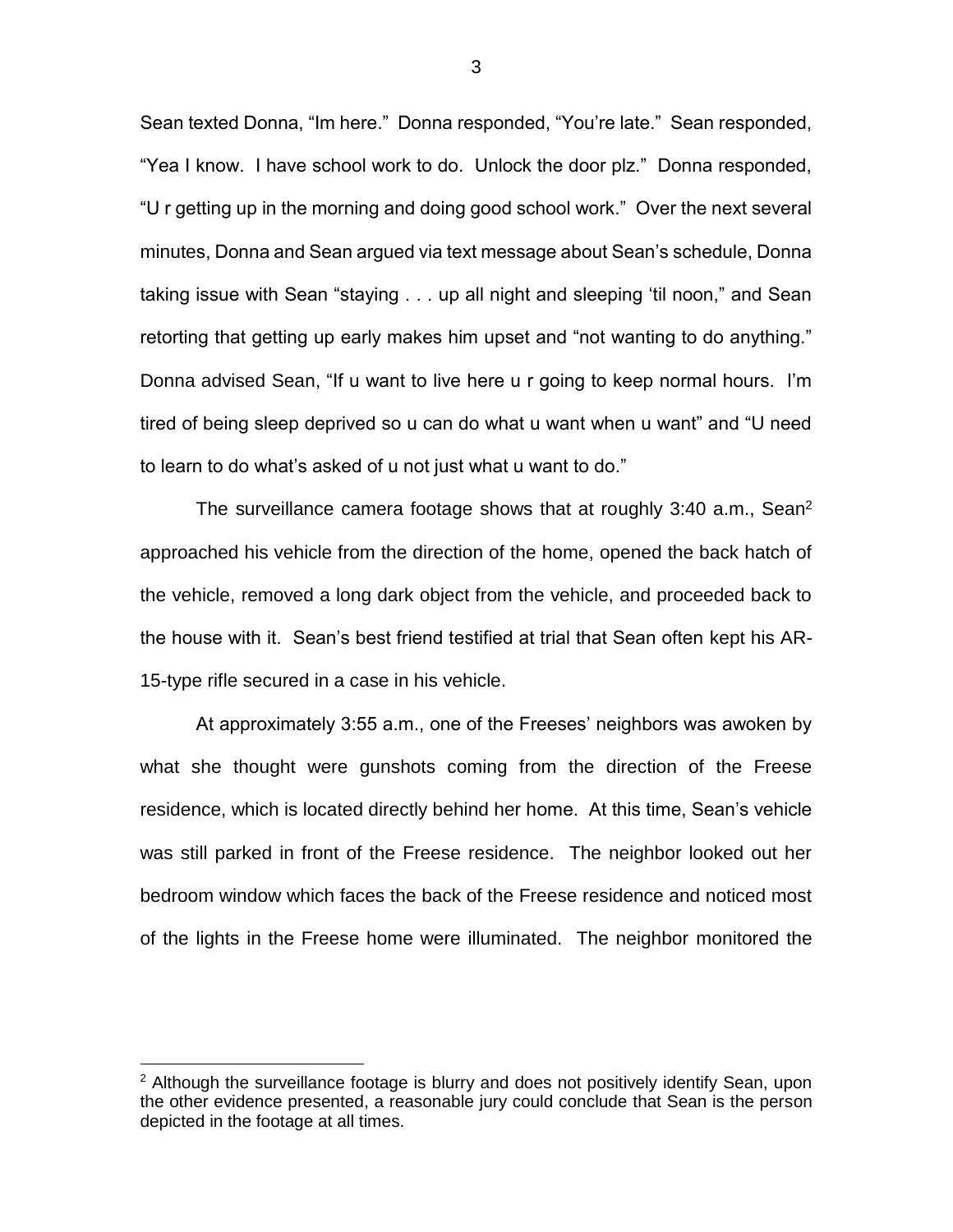Sean texted Donna, "Im here." Donna responded, "You're late." Sean responded, "Yea I know. I have school work to do. Unlock the door plz." Donna responded, "U r getting up in the morning and doing good school work." Over the next several minutes, Donna and Sean argued via text message about Sean's schedule, Donna taking issue with Sean "staying . . . up all night and sleeping 'til noon," and Sean retorting that getting up early makes him upset and "not wanting to do anything." Donna advised Sean, "If u want to live here u r going to keep normal hours. I'm tired of being sleep deprived so u can do what u want when u want" and "U need to learn to do what's asked of u not just what u want to do."

The surveillance camera footage shows that at roughly 3:40 a.m., Sean[2] approached his vehicle from the direction of the home, opened the back hatch of the vehicle, removed a long dark object from the vehicle, and proceeded back to the house with it. Sean's best friend testified at trial that Sean often kept his AR-15-type rifle secured in a case in his vehicle.

At approximately 3:55 a.m., one of the Freeses' neighbors was awoken by what she thought were gunshots coming from the direction of the Freese residence, which is located directly behind her home. At this time, Sean's vehicle was still parked in front of the Freese residence. The neighbor looked out her bedroom window which faces the back of the Freese residence and noticed most of the lights in the Freese home were illuminated. The neighbor monitored the

[2] Although the surveillance footage is blurry and does not positively identify Sean, upon the other evidence presented, a reasonable jury could conclude that Sean is the person depicted in the footage at all times.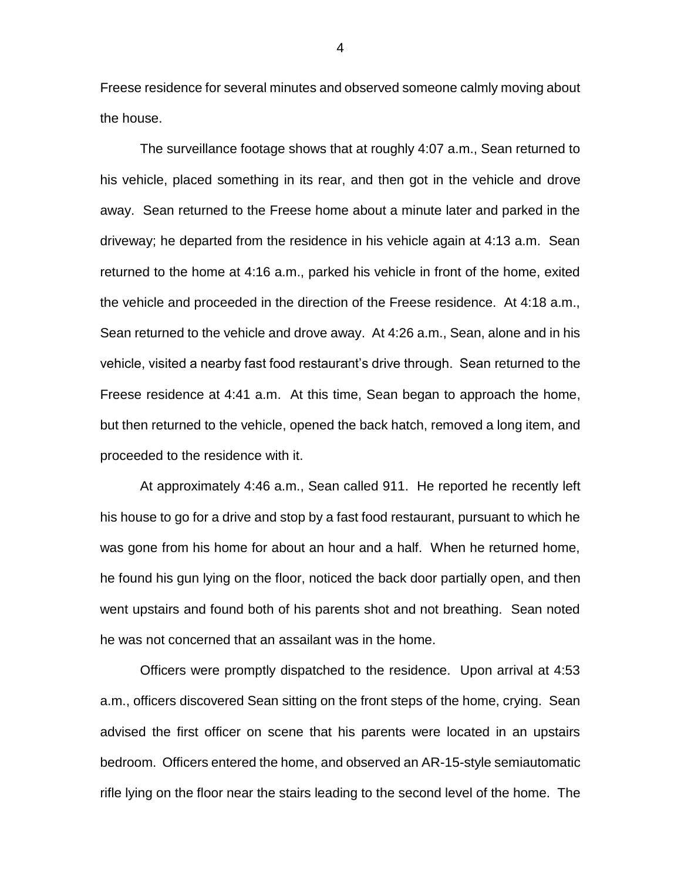Freese residence for several minutes and observed someone calmly moving about the house.

The surveillance footage shows that at roughly 4:07 a.m., Sean returned to his vehicle, placed something in its rear, and then got in the vehicle and drove away. Sean returned to the Freese home about a minute later and parked in the driveway; he departed from the residence in his vehicle again at 4:13 a.m. Sean returned to the home at 4:16 a.m., parked his vehicle in front of the home, exited the vehicle and proceeded in the direction of the Freese residence. At 4:18 a.m., Sean returned to the vehicle and drove away. At 4:26 a.m., Sean, alone and in his vehicle, visited a nearby fast food restaurant's drive through. Sean returned to the Freese residence at 4:41 a.m. At this time, Sean began to approach the home, but then returned to the vehicle, opened the back hatch, removed a long item, and proceeded to the residence with it.

At approximately 4:46 a.m., Sean called 911. He reported he recently left his house to go for a drive and stop by a fast food restaurant, pursuant to which he was gone from his home for about an hour and a half. When he returned home, he found his gun lying on the floor, noticed the back door partially open, and then went upstairs and found both of his parents shot and not breathing. Sean noted he was not concerned that an assailant was in the home.

Officers were promptly dispatched to the residence. Upon arrival at 4:53 a.m., officers discovered Sean sitting on the front steps of the home, crying. Sean advised the first officer on scene that his parents were located in an upstairs bedroom. Officers entered the home, and observed an AR-15-style semiautomatic rifle lying on the floor near the stairs leading to the second level of the home. The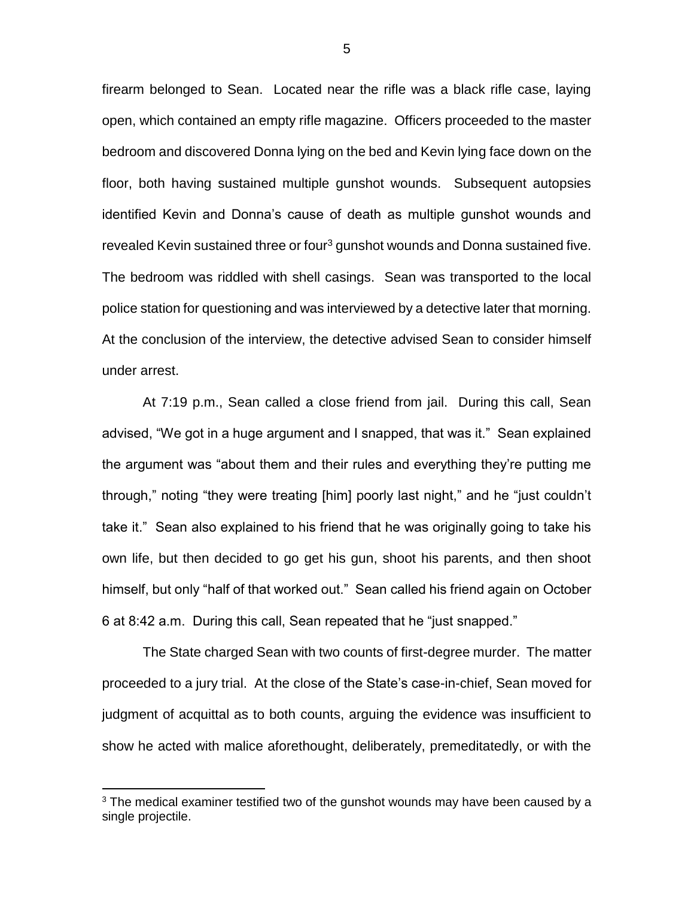firearm belonged to Sean. Located near the rifle was a black rifle case, laying open, which contained an empty rifle magazine. Officers proceeded to the master bedroom and discovered Donna lying on the bed and Kevin lying face down on the floor, both having sustained multiple gunshot wounds. Subsequent autopsies identified Kevin and Donna's cause of death as multiple gunshot wounds and revealed Kevin sustained three or four[3] gunshot wounds and Donna sustained five. The bedroom was riddled with shell casings. Sean was transported to the local police station for questioning and was interviewed by a detective later that morning. At the conclusion of the interview, the detective advised Sean to consider himself under arrest.

At 7:19 p.m., Sean called a close friend from jail. During this call, Sean advised, "We got in a huge argument and I snapped, that was it." Sean explained the argument was "about them and their rules and everything they're putting me through," noting "they were treating [him] poorly last night," and he "just couldn't take it." Sean also explained to his friend that he was originally going to take his own life, but then decided to go get his gun, shoot his parents, and then shoot himself, but only "half of that worked out." Sean called his friend again on October 6 at 8:42 a.m. During this call, Sean repeated that he "just snapped."

The State charged Sean with two counts of first-degree murder. The matter proceeded to a jury trial. At the close of the State's case-in-chief, Sean moved for judgment of acquittal as to both counts, arguing the evidence was insufficient to show he acted with malice aforethought, deliberately, premeditatedly, or with the

---

[3] The medical examiner testified two of the gunshot wounds may have been caused by a single projectile.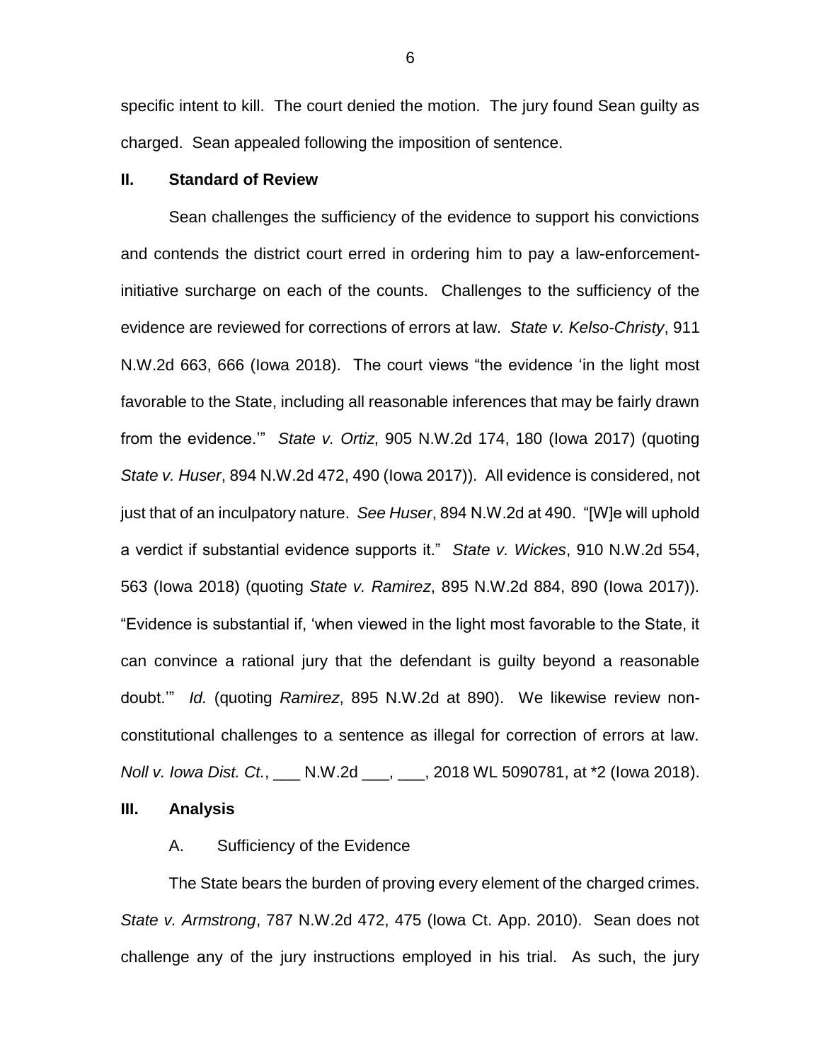specific intent to kill. The court denied the motion. The jury found Sean guilty as charged. Sean appealed following the imposition of sentence.

## II. Standard of Review

Sean challenges the sufficiency of the evidence to support his convictions and contends the district court erred in ordering him to pay a law-enforcement-initiative surcharge on each of the counts. Challenges to the sufficiency of the evidence are reviewed for corrections of errors at law. *State v. Kelso-Christy*, 911 N.W.2d 663, 666 (Iowa 2018). The court views "the evidence 'in the light most favorable to the State, including all reasonable inferences that may be fairly drawn from the evidence.'" *State v. Ortiz*, 905 N.W.2d 174, 180 (Iowa 2017) (quoting *State v. Huser*, 894 N.W.2d 472, 490 (Iowa 2017)). All evidence is considered, not just that of an inculpatory nature. *See Huser*, 894 N.W.2d at 490. "[W]e will uphold a verdict if substantial evidence supports it." *State v. Wickes*, 910 N.W.2d 554, 563 (Iowa 2018) (quoting *State v. Ramirez*, 895 N.W.2d 884, 890 (Iowa 2017)). "Evidence is substantial if, 'when viewed in the light most favorable to the State, it can convince a rational jury that the defendant is guilty beyond a reasonable doubt.'" *Id.* (quoting *Ramirez*, 895 N.W.2d at 890). We likewise review non-constitutional challenges to a sentence as illegal for correction of errors at law. *Noll v. Iowa Dist. Ct.*, ___ N.W.2d ___, ___, 2018 WL 5090781, at *2 (Iowa 2018).

## III. Analysis

### A. Sufficiency of the Evidence

The State bears the burden of proving every element of the charged crimes. *State v. Armstrong*, 787 N.W.2d 472, 475 (Iowa Ct. App. 2010). Sean does not challenge any of the jury instructions employed in his trial. As such, the jury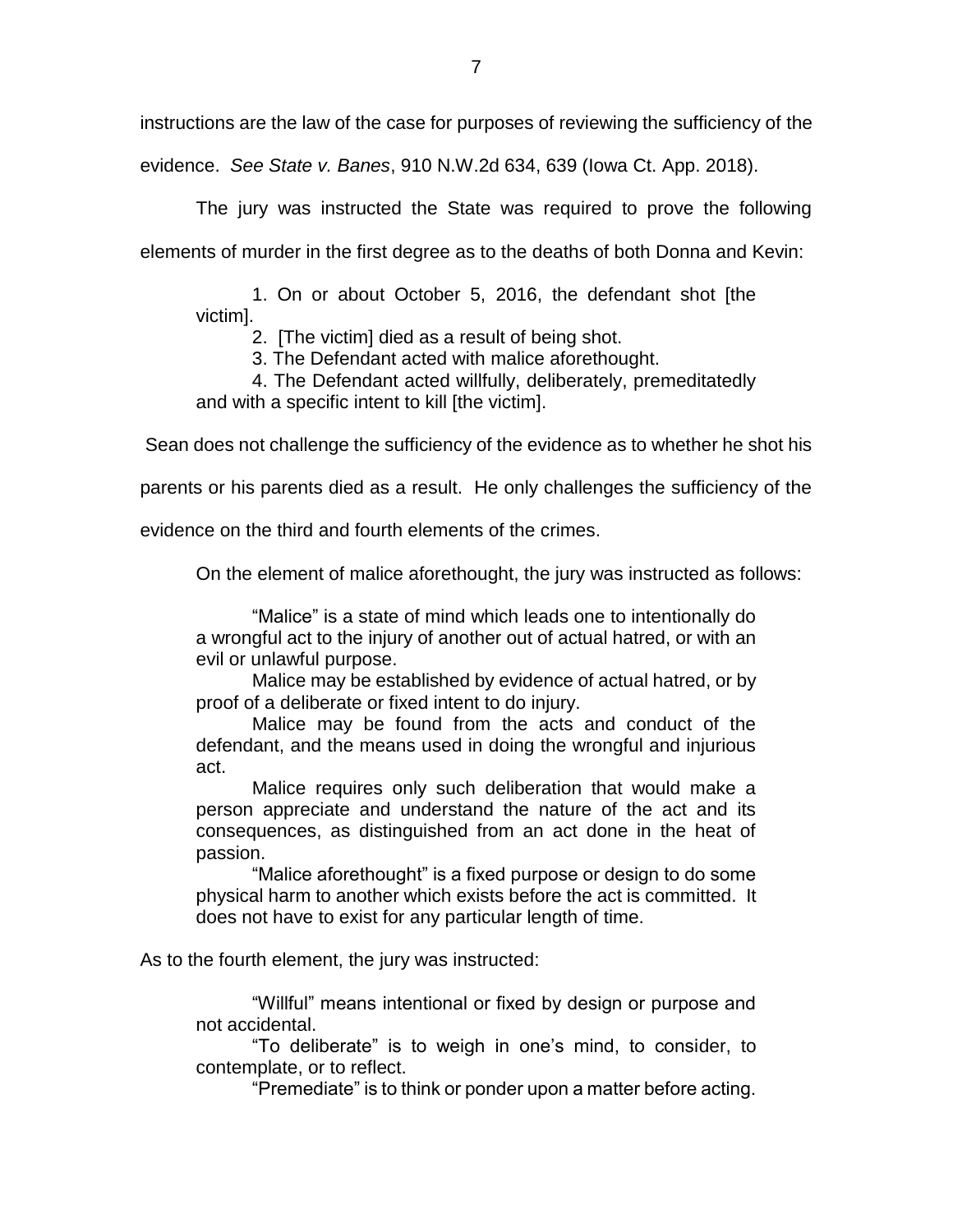instructions are the law of the case for purposes of reviewing the sufficiency of the evidence. *See State v. Banes*, 910 N.W.2d 634, 639 (Iowa Ct. App. 2018).

The jury was instructed the State was required to prove the following elements of murder in the first degree as to the deaths of both Donna and Kevin:

> 1. On or about October 5, 2016, the defendant shot [the victim].
> 2. [The victim] died as a result of being shot.
> 3. The Defendant acted with malice aforethought.
> 4. The Defendant acted willfully, deliberately, premeditatedly and with a specific intent to kill [the victim].

Sean does not challenge the sufficiency of the evidence as to whether he shot his parents or his parents died as a result. He only challenges the sufficiency of the evidence on the third and fourth elements of the crimes.

On the element of malice aforethought, the jury was instructed as follows:

> "Malice" is a state of mind which leads one to intentionally do a wrongful act to the injury of another out of actual hatred, or with an evil or unlawful purpose.
>
> Malice may be established by evidence of actual hatred, or by proof of a deliberate or fixed intent to do injury.
>
> Malice may be found from the acts and conduct of the defendant, and the means used in doing the wrongful and injurious act.
>
> Malice requires only such deliberation that would make a person appreciate and understand the nature of the act and its consequences, as distinguished from an act done in the heat of passion.
>
> "Malice aforethought" is a fixed purpose or design to do some physical harm to another which exists before the act is committed. It does not have to exist for any particular length of time.

As to the fourth element, the jury was instructed:

> "Willful" means intentional or fixed by design or purpose and not accidental.
>
> "To deliberate" is to weigh in one's mind, to consider, to contemplate, or to reflect.
>
> "Premediate" is to think or ponder upon a matter before acting.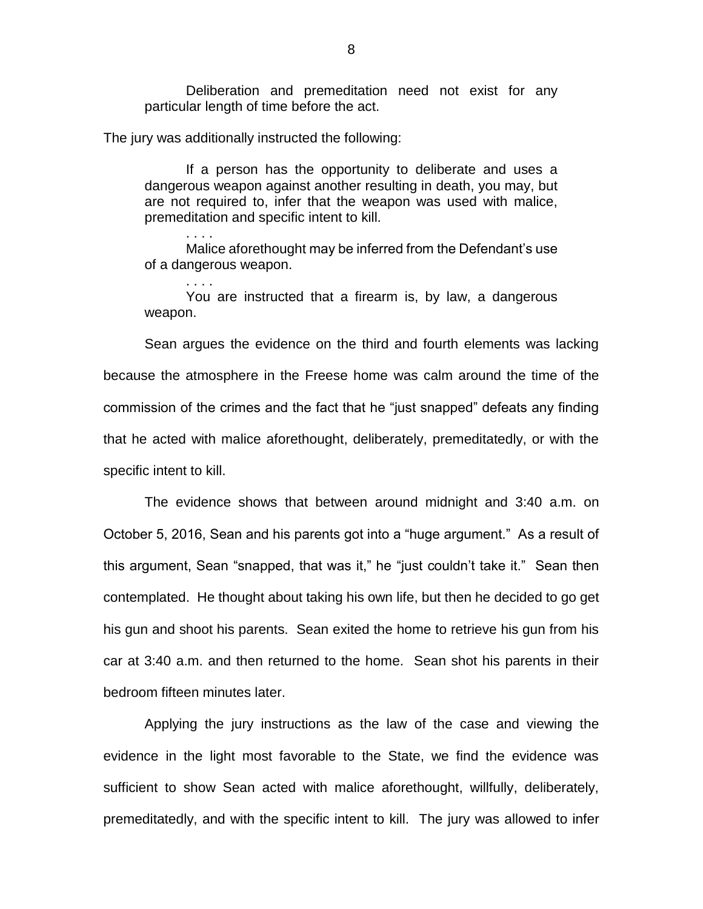> Deliberation and premeditation need not exist for any particular length of time before the act.

The jury was additionally instructed the following:

> If a person has the opportunity to deliberate and uses a dangerous weapon against another resulting in death, you may, but are not required to, infer that the weapon was used with malice, premeditation and specific intent to kill.
>
> . . . .
>
> Malice aforethought may be inferred from the Defendant's use of a dangerous weapon.
>
> . . . .
>
> You are instructed that a firearm is, by law, a dangerous weapon.

Sean argues the evidence on the third and fourth elements was lacking because the atmosphere in the Freese home was calm around the time of the commission of the crimes and the fact that he "just snapped" defeats any finding that he acted with malice aforethought, deliberately, premeditatedly, or with the specific intent to kill.

The evidence shows that between around midnight and 3:40 a.m. on October 5, 2016, Sean and his parents got into a "huge argument." As a result of this argument, Sean "snapped, that was it," he "just couldn't take it." Sean then contemplated. He thought about taking his own life, but then he decided to go get his gun and shoot his parents. Sean exited the home to retrieve his gun from his car at 3:40 a.m. and then returned to the home. Sean shot his parents in their bedroom fifteen minutes later.

Applying the jury instructions as the law of the case and viewing the evidence in the light most favorable to the State, we find the evidence was sufficient to show Sean acted with malice aforethought, willfully, deliberately, premeditatedly, and with the specific intent to kill. The jury was allowed to infer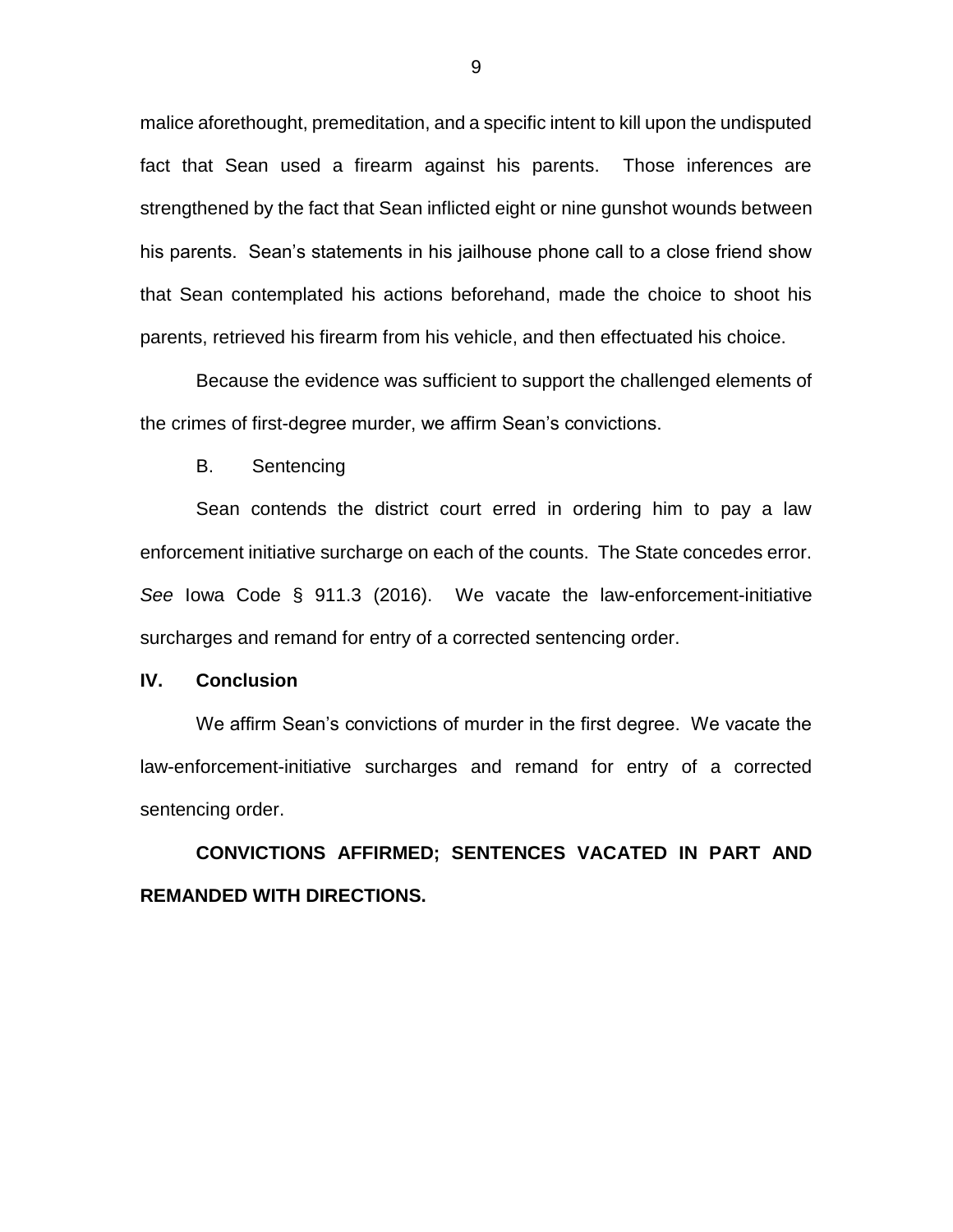malice aforethought, premeditation, and a specific intent to kill upon the undisputed fact that Sean used a firearm against his parents. Those inferences are strengthened by the fact that Sean inflicted eight or nine gunshot wounds between his parents. Sean's statements in his jailhouse phone call to a close friend show that Sean contemplated his actions beforehand, made the choice to shoot his parents, retrieved his firearm from his vehicle, and then effectuated his choice.

Because the evidence was sufficient to support the challenged elements of the crimes of first-degree murder, we affirm Sean's convictions.

B. Sentencing

Sean contends the district court erred in ordering him to pay a law enforcement initiative surcharge on each of the counts. The State concedes error. *See* Iowa Code § 911.3 (2016). We vacate the law-enforcement-initiative surcharges and remand for entry of a corrected sentencing order.

## IV. Conclusion

We affirm Sean's convictions of murder in the first degree. We vacate the law-enforcement-initiative surcharges and remand for entry of a corrected sentencing order.

**CONVICTIONS AFFIRMED; SENTENCES VACATED IN PART AND REMANDED WITH DIRECTIONS.**